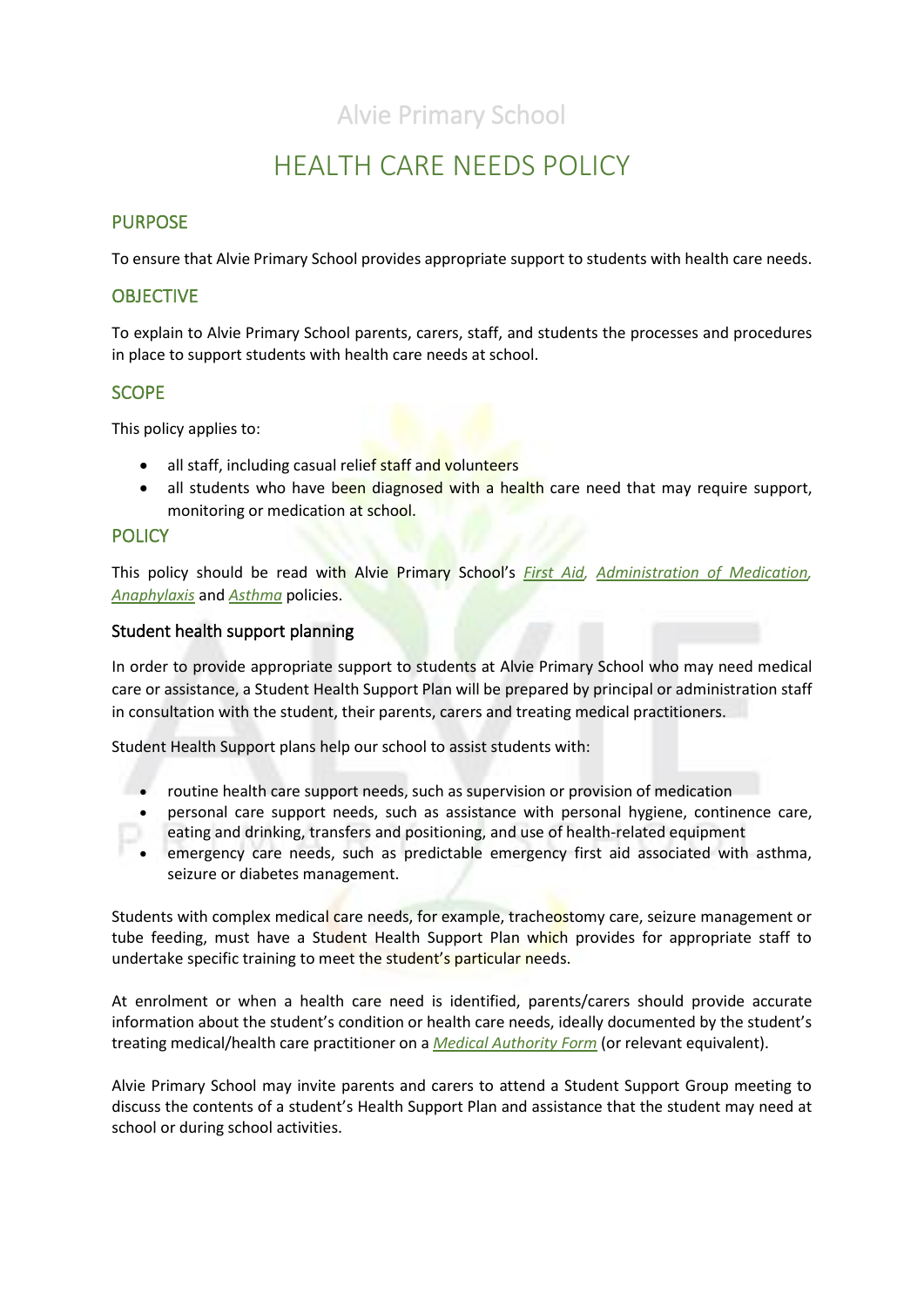Alvie Primary School

# HEALTH CARE NEEDS POLICY

## PURPOSE

To ensure that Alvie Primary School provides appropriate support to students with health care needs.

## OBJECTIVE

To explain to Alvie Primary School parents, carers, staff, and students the processes and procedures in place to support students with health care needs at school.

## SCOPE

This policy applies to:

- all staff, including casual relief staff and volunteers
- all students who have been diagnosed with a health care need that may require support, monitoring or medication at school.

## POLICY

This policy should be read with Alvie Primary School's *First Aid*, *Administration of Medication*, *Anaphylaxis* and *Asthma* policies.

### Student health support planning

In order to provide appropriate support to students at Alvie Primary School who may need medical care or assistance, a Student Health Support Plan will be prepared by principal or administration staff in consultation with the student, their parents, carers and treating medical practitioners.

Student Health Support plans help our school to assist students with:

- routine health care support needs, such as supervision or provision of medication
- personal care support needs, such as assistance with personal hygiene, continence care, eating and drinking, transfers and positioning, and use of health-related equipment
- emergency care needs, such as predictable emergency first aid associated with asthma, seizure or diabetes management.

Students with complex medical care needs, for example, tracheostomy care, seizure management or tube feeding, must have a Student Health Support Plan which provides for appropriate staff to undertake specific training to meet the student's particular needs.

At enrolment or when a health care need is identified, parents/carers should provide accurate information about the student's condition or health care needs, ideally documented by the student's treating medical/health care practitioner on a *Medical Authority Form* (or relevant equivalent).

Alvie Primary School may invite parents and carers to attend a Student Support Group meeting to discuss the contents of a student's Health Support Plan and assistance that the student may need at school or during school activities.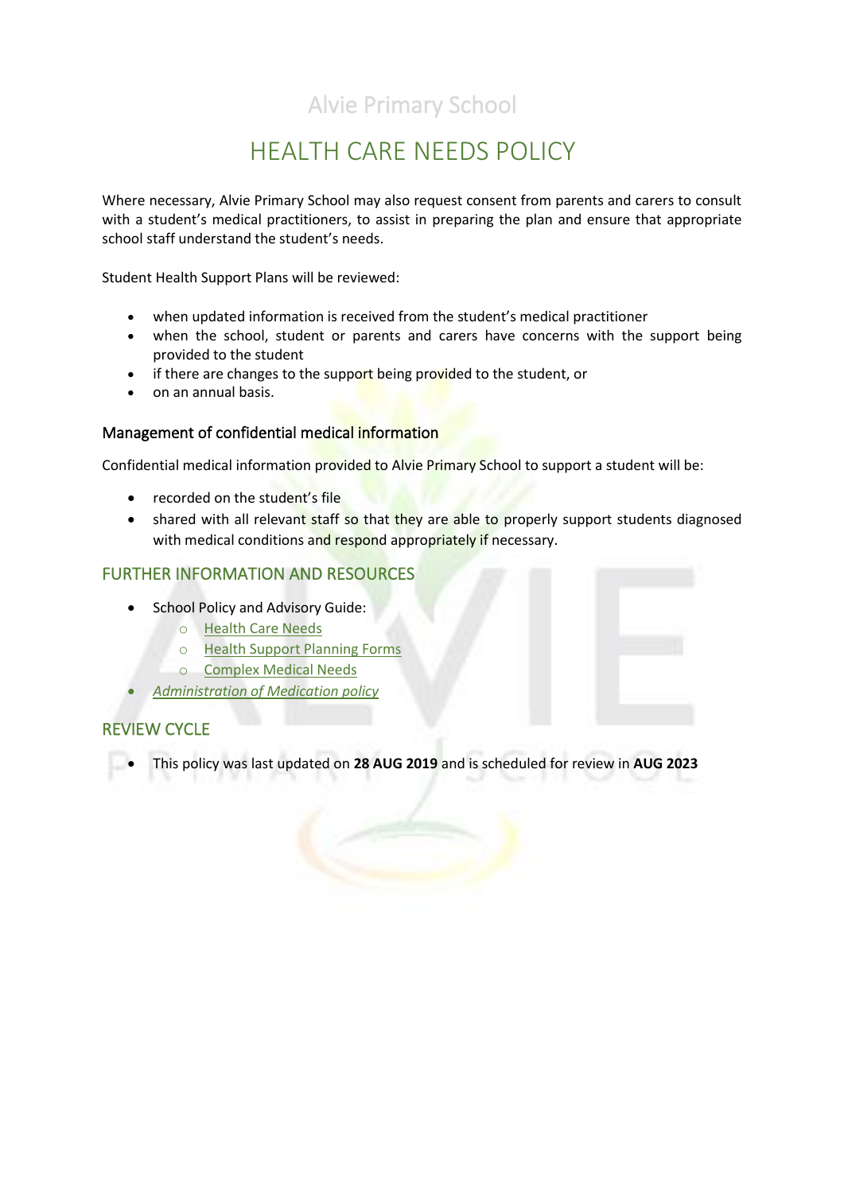Where necessary, Alvie Primary School may also request consent from parents and carers to consult with a student's medical practitioners, to assist in preparing the plan and ensure that appropriate school staff understand the student's needs.

Student Health Support Plans will be reviewed:

- when updated information is received from the student's medical practitioner
- when the school, student or parents and carers have concerns with the support being provided to the student
- if there are changes to the support being provided to the student, or
- on an annual basis.

### Management of confidential medical information

Confidential medical information provided to Alvie Primary School to support a student will be:

- recorded on the student's file
- shared with all relevant staff so that they are able to properly support students diagnosed with medical conditions and respond appropriately if necessary.

## FURTHER INFORMATION AND RESOURCES

- School Policy and Advisory Guide:
  - Health Care Needs
  - Health Support Planning Forms
  - Complex Medical Needs
- *Administration of Medication policy*

## REVIEW CYCLE

- This policy was last updated on **28 AUG 2019** and is scheduled for review in **AUG 2023**